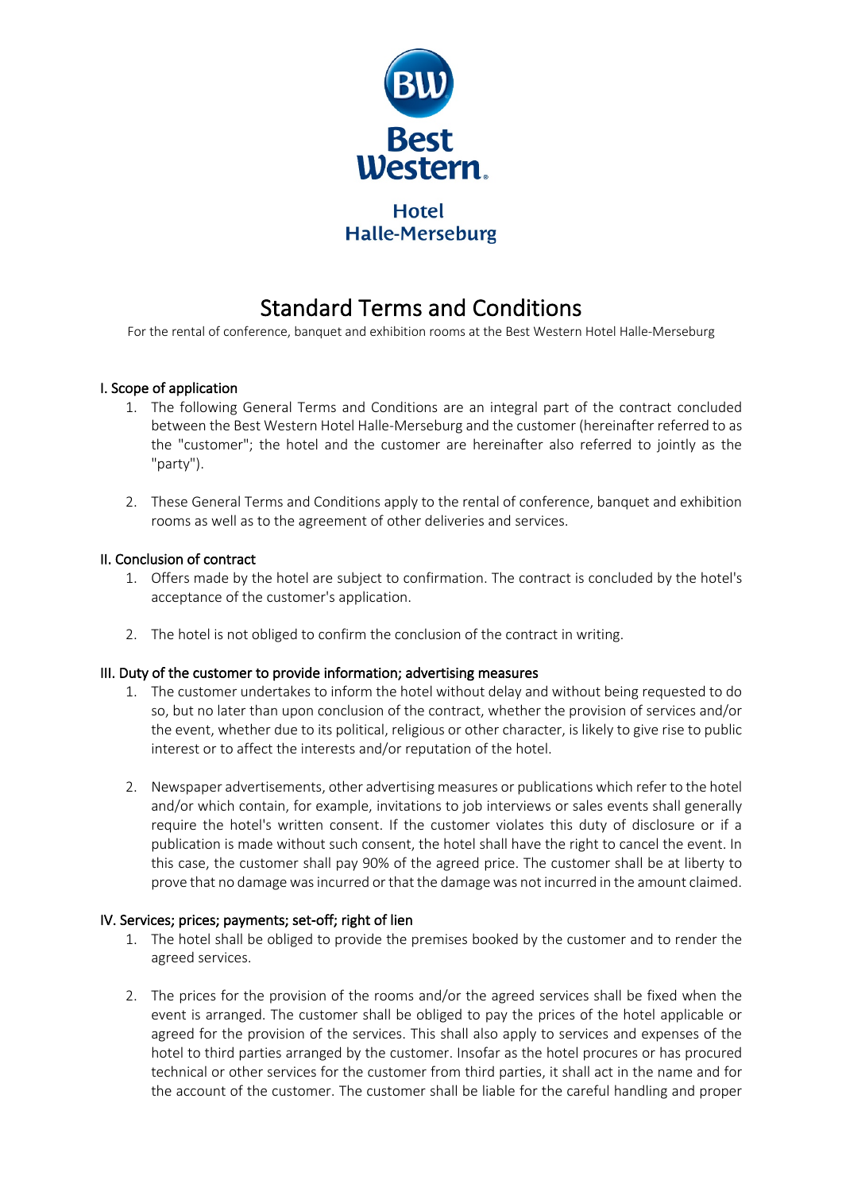Best Western

Hotel Halle-Merseburg

# Standard Terms and Conditions

For the rental of conference, banquet and exhibition rooms at the Best Western Hotel Halle-Merseburg

## I. Scope of application

1. The following General Terms and Conditions are an integral part of the contract concluded between the Best Western Hotel Halle-Merseburg and the customer (hereinafter referred to as the "customer"; the hotel and the customer are hereinafter also referred to jointly as the "party").

2. These General Terms and Conditions apply to the rental of conference, banquet and exhibition rooms as well as to the agreement of other deliveries and services.

## II. Conclusion of contract

1. Offers made by the hotel are subject to confirmation. The contract is concluded by the hotel's acceptance of the customer's application.

2. The hotel is not obliged to confirm the conclusion of the contract in writing.

## III. Duty of the customer to provide information; advertising measures

1. The customer undertakes to inform the hotel without delay and without being requested to do so, but no later than upon conclusion of the contract, whether the provision of services and/or the event, whether due to its political, religious or other character, is likely to give rise to public interest or to affect the interests and/or reputation of the hotel.

2. Newspaper advertisements, other advertising measures or publications which refer to the hotel and/or which contain, for example, invitations to job interviews or sales events shall generally require the hotel's written consent. If the customer violates this duty of disclosure or if a publication is made without such consent, the hotel shall have the right to cancel the event. In this case, the customer shall pay 90% of the agreed price. The customer shall be at liberty to prove that no damage was incurred or that the damage was not incurred in the amount claimed.

## IV. Services; prices; payments; set-off; right of lien

1. The hotel shall be obliged to provide the premises booked by the customer and to render the agreed services.

2. The prices for the provision of the rooms and/or the agreed services shall be fixed when the event is arranged. The customer shall be obliged to pay the prices of the hotel applicable or agreed for the provision of the services. This shall also apply to services and expenses of the hotel to third parties arranged by the customer. Insofar as the hotel procures or has procured technical or other services for the customer from third parties, it shall act in the name and for the account of the customer. The customer shall be liable for the careful handling and proper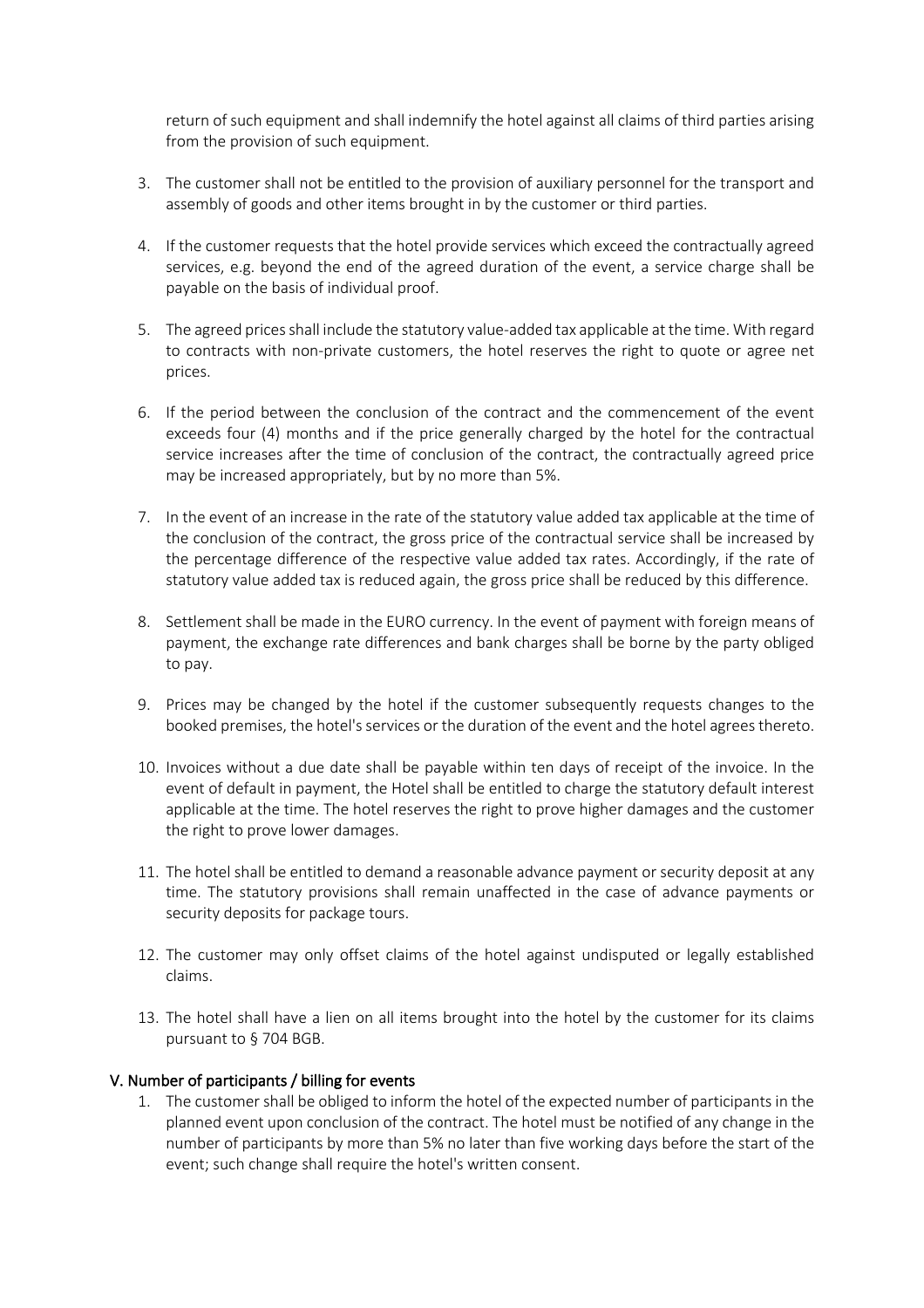return of such equipment and shall indemnify the hotel against all claims of third parties arising from the provision of such equipment.

3. The customer shall not be entitled to the provision of auxiliary personnel for the transport and assembly of goods and other items brought in by the customer or third parties.

4. If the customer requests that the hotel provide services which exceed the contractually agreed services, e.g. beyond the end of the agreed duration of the event, a service charge shall be payable on the basis of individual proof.

5. The agreed prices shall include the statutory value-added tax applicable at the time. With regard to contracts with non-private customers, the hotel reserves the right to quote or agree net prices.

6. If the period between the conclusion of the contract and the commencement of the event exceeds four (4) months and if the price generally charged by the hotel for the contractual service increases after the time of conclusion of the contract, the contractually agreed price may be increased appropriately, but by no more than 5%.

7. In the event of an increase in the rate of the statutory value added tax applicable at the time of the conclusion of the contract, the gross price of the contractual service shall be increased by the percentage difference of the respective value added tax rates. Accordingly, if the rate of statutory value added tax is reduced again, the gross price shall be reduced by this difference.

8. Settlement shall be made in the EURO currency. In the event of payment with foreign means of payment, the exchange rate differences and bank charges shall be borne by the party obliged to pay.

9. Prices may be changed by the hotel if the customer subsequently requests changes to the booked premises, the hotel's services or the duration of the event and the hotel agrees thereto.

10. Invoices without a due date shall be payable within ten days of receipt of the invoice. In the event of default in payment, the Hotel shall be entitled to charge the statutory default interest applicable at the time. The hotel reserves the right to prove higher damages and the customer the right to prove lower damages.

11. The hotel shall be entitled to demand a reasonable advance payment or security deposit at any time. The statutory provisions shall remain unaffected in the case of advance payments or security deposits for package tours.

12. The customer may only offset claims of the hotel against undisputed or legally established claims.

13. The hotel shall have a lien on all items brought into the hotel by the customer for its claims pursuant to § 704 BGB.

## V. Number of participants / billing for events

1. The customer shall be obliged to inform the hotel of the expected number of participants in the planned event upon conclusion of the contract. The hotel must be notified of any change in the number of participants by more than 5% no later than five working days before the start of the event; such change shall require the hotel's written consent.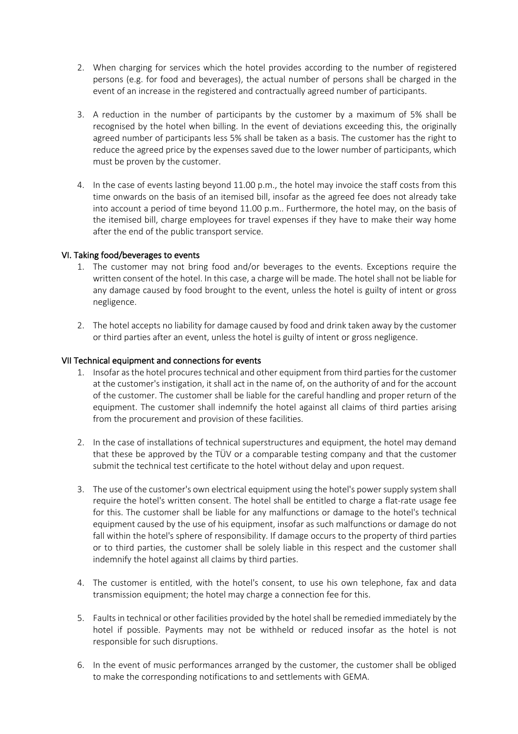2. When charging for services which the hotel provides according to the number of registered persons (e.g. for food and beverages), the actual number of persons shall be charged in the event of an increase in the registered and contractually agreed number of participants.

3. A reduction in the number of participants by the customer by a maximum of 5% shall be recognised by the hotel when billing. In the event of deviations exceeding this, the originally agreed number of participants less 5% shall be taken as a basis. The customer has the right to reduce the agreed price by the expenses saved due to the lower number of participants, which must be proven by the customer.

4. In the case of events lasting beyond 11.00 p.m., the hotel may invoice the staff costs from this time onwards on the basis of an itemised bill, insofar as the agreed fee does not already take into account a period of time beyond 11.00 p.m.. Furthermore, the hotel may, on the basis of the itemised bill, charge employees for travel expenses if they have to make their way home after the end of the public transport service.

## VI. Taking food/beverages to events

1. The customer may not bring food and/or beverages to the events. Exceptions require the written consent of the hotel. In this case, a charge will be made. The hotel shall not be liable for any damage caused by food brought to the event, unless the hotel is guilty of intent or gross negligence.

2. The hotel accepts no liability for damage caused by food and drink taken away by the customer or third parties after an event, unless the hotel is guilty of intent or gross negligence.

## VII Technical equipment and connections for events

1. Insofar as the hotel procures technical and other equipment from third parties for the customer at the customer's instigation, it shall act in the name of, on the authority of and for the account of the customer. The customer shall be liable for the careful handling and proper return of the equipment. The customer shall indemnify the hotel against all claims of third parties arising from the procurement and provision of these facilities.

2. In the case of installations of technical superstructures and equipment, the hotel may demand that these be approved by the TÜV or a comparable testing company and that the customer submit the technical test certificate to the hotel without delay and upon request.

3. The use of the customer's own electrical equipment using the hotel's power supply system shall require the hotel's written consent. The hotel shall be entitled to charge a flat-rate usage fee for this. The customer shall be liable for any malfunctions or damage to the hotel's technical equipment caused by the use of his equipment, insofar as such malfunctions or damage do not fall within the hotel's sphere of responsibility. If damage occurs to the property of third parties or to third parties, the customer shall be solely liable in this respect and the customer shall indemnify the hotel against all claims by third parties.

4. The customer is entitled, with the hotel's consent, to use his own telephone, fax and data transmission equipment; the hotel may charge a connection fee for this.

5. Faults in technical or other facilities provided by the hotel shall be remedied immediately by the hotel if possible. Payments may not be withheld or reduced insofar as the hotel is not responsible for such disruptions.

6. In the event of music performances arranged by the customer, the customer shall be obliged to make the corresponding notifications to and settlements with GEMA.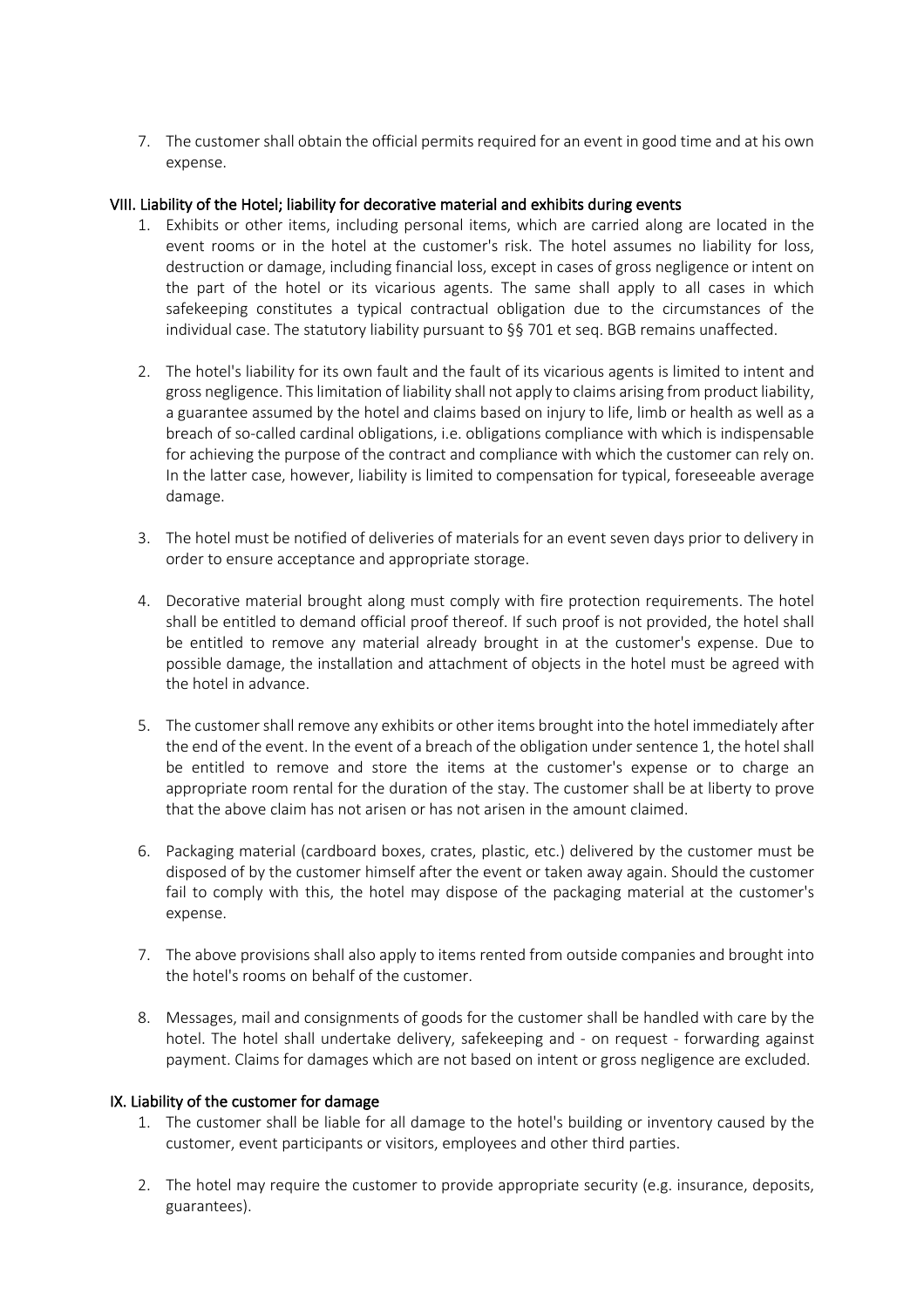7. The customer shall obtain the official permits required for an event in good time and at his own expense.

## VIII. Liability of the Hotel; liability for decorative material and exhibits during events

1. Exhibits or other items, including personal items, which are carried along are located in the event rooms or in the hotel at the customer's risk. The hotel assumes no liability for loss, destruction or damage, including financial loss, except in cases of gross negligence or intent on the part of the hotel or its vicarious agents. The same shall apply to all cases in which safekeeping constitutes a typical contractual obligation due to the circumstances of the individual case. The statutory liability pursuant to §§ 701 et seq. BGB remains unaffected.

2. The hotel's liability for its own fault and the fault of its vicarious agents is limited to intent and gross negligence. This limitation of liability shall not apply to claims arising from product liability, a guarantee assumed by the hotel and claims based on injury to life, limb or health as well as a breach of so-called cardinal obligations, i.e. obligations compliance with which is indispensable for achieving the purpose of the contract and compliance with which the customer can rely on. In the latter case, however, liability is limited to compensation for typical, foreseeable average damage.

3. The hotel must be notified of deliveries of materials for an event seven days prior to delivery in order to ensure acceptance and appropriate storage.

4. Decorative material brought along must comply with fire protection requirements. The hotel shall be entitled to demand official proof thereof. If such proof is not provided, the hotel shall be entitled to remove any material already brought in at the customer's expense. Due to possible damage, the installation and attachment of objects in the hotel must be agreed with the hotel in advance.

5. The customer shall remove any exhibits or other items brought into the hotel immediately after the end of the event. In the event of a breach of the obligation under sentence 1, the hotel shall be entitled to remove and store the items at the customer's expense or to charge an appropriate room rental for the duration of the stay. The customer shall be at liberty to prove that the above claim has not arisen or has not arisen in the amount claimed.

6. Packaging material (cardboard boxes, crates, plastic, etc.) delivered by the customer must be disposed of by the customer himself after the event or taken away again. Should the customer fail to comply with this, the hotel may dispose of the packaging material at the customer's expense.

7. The above provisions shall also apply to items rented from outside companies and brought into the hotel's rooms on behalf of the customer.

8. Messages, mail and consignments of goods for the customer shall be handled with care by the hotel. The hotel shall undertake delivery, safekeeping and - on request - forwarding against payment. Claims for damages which are not based on intent or gross negligence are excluded.

## IX. Liability of the customer for damage

1. The customer shall be liable for all damage to the hotel's building or inventory caused by the customer, event participants or visitors, employees and other third parties.

2. The hotel may require the customer to provide appropriate security (e.g. insurance, deposits, guarantees).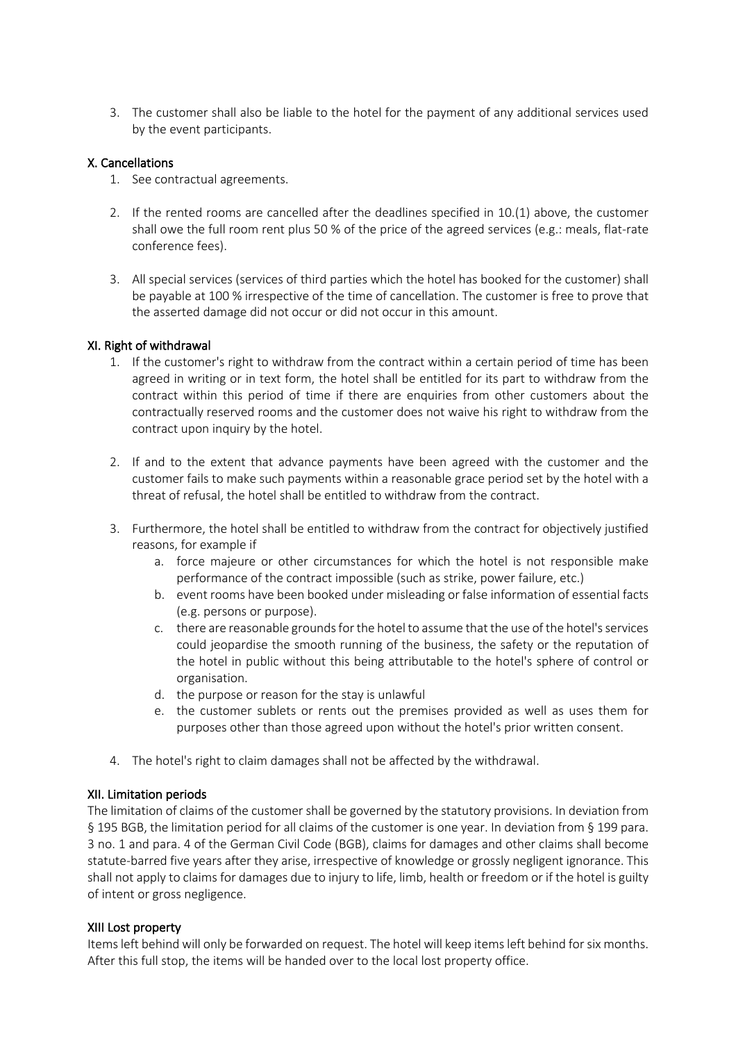3. The customer shall also be liable to the hotel for the payment of any additional services used by the event participants.

## X. Cancellations

1. See contractual agreements.
2. If the rented rooms are cancelled after the deadlines specified in 10.(1) above, the customer shall owe the full room rent plus 50 % of the price of the agreed services (e.g.: meals, flat-rate conference fees).
3. All special services (services of third parties which the hotel has booked for the customer) shall be payable at 100 % irrespective of the time of cancellation. The customer is free to prove that the asserted damage did not occur or did not occur in this amount.

## XI. Right of withdrawal

1. If the customer's right to withdraw from the contract within a certain period of time has been agreed in writing or in text form, the hotel shall be entitled for its part to withdraw from the contract within this period of time if there are enquiries from other customers about the contractually reserved rooms and the customer does not waive his right to withdraw from the contract upon inquiry by the hotel.
2. If and to the extent that advance payments have been agreed with the customer and the customer fails to make such payments within a reasonable grace period set by the hotel with a threat of refusal, the hotel shall be entitled to withdraw from the contract.
3. Furthermore, the hotel shall be entitled to withdraw from the contract for objectively justified reasons, for example if
   a. force majeure or other circumstances for which the hotel is not responsible make performance of the contract impossible (such as strike, power failure, etc.)
   b. event rooms have been booked under misleading or false information of essential facts (e.g. persons or purpose).
   c. there are reasonable grounds for the hotel to assume that the use of the hotel's services could jeopardise the smooth running of the business, the safety or the reputation of the hotel in public without this being attributable to the hotel's sphere of control or organisation.
   d. the purpose or reason for the stay is unlawful
   e. the customer sublets or rents out the premises provided as well as uses them for purposes other than those agreed upon without the hotel's prior written consent.
4. The hotel's right to claim damages shall not be affected by the withdrawal.

## XII. Limitation periods

The limitation of claims of the customer shall be governed by the statutory provisions. In deviation from § 195 BGB, the limitation period for all claims of the customer is one year. In deviation from § 199 para. 3 no. 1 and para. 4 of the German Civil Code (BGB), claims for damages and other claims shall become statute-barred five years after they arise, irrespective of knowledge or grossly negligent ignorance. This shall not apply to claims for damages due to injury to life, limb, health or freedom or if the hotel is guilty of intent or gross negligence.

## XIII Lost property

Items left behind will only be forwarded on request. The hotel will keep items left behind for six months. After this full stop, the items will be handed over to the local lost property office.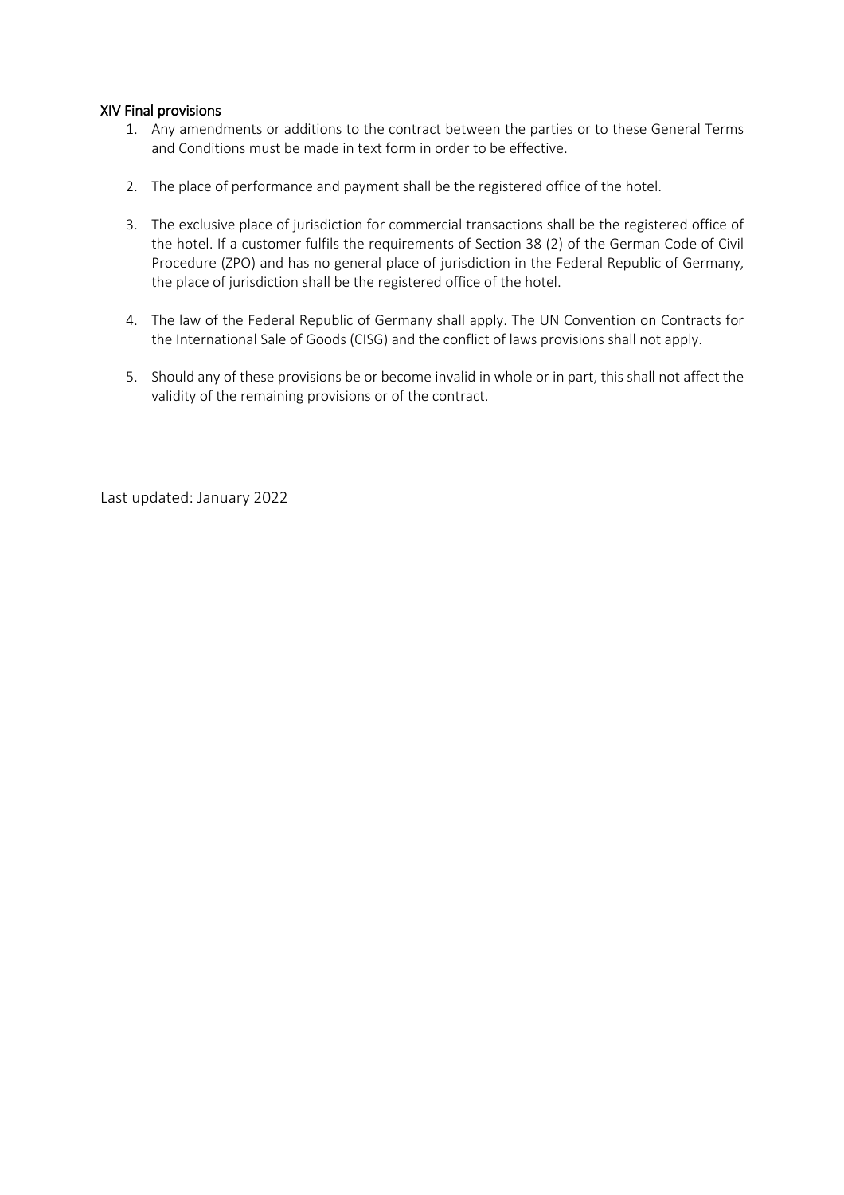## XIV Final provisions

1. Any amendments or additions to the contract between the parties or to these General Terms and Conditions must be made in text form in order to be effective.

2. The place of performance and payment shall be the registered office of the hotel.

3. The exclusive place of jurisdiction for commercial transactions shall be the registered office of the hotel. If a customer fulfils the requirements of Section 38 (2) of the German Code of Civil Procedure (ZPO) and has no general place of jurisdiction in the Federal Republic of Germany, the place of jurisdiction shall be the registered office of the hotel.

4. The law of the Federal Republic of Germany shall apply. The UN Convention on Contracts for the International Sale of Goods (CISG) and the conflict of laws provisions shall not apply.

5. Should any of these provisions be or become invalid in whole or in part, this shall not affect the validity of the remaining provisions or of the contract.

Last updated: January 2022